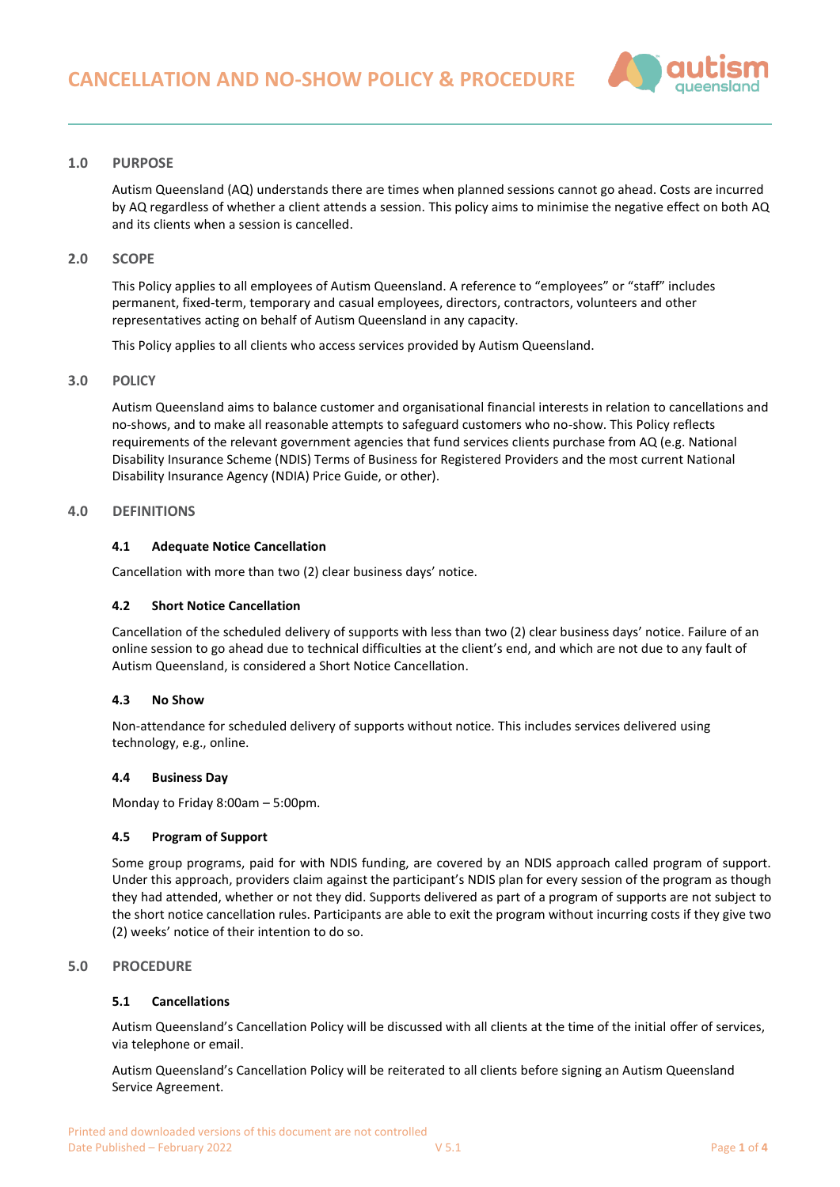# CANCELLATION AND NO-SHOW POLICY & PROCEDURE

## 1.0 PURPOSE

Autism Queensland (AQ) understands there are times when planned sessions cannot go ahead. Costs are incurred by AQ regardless of whether a client attends a session. This policy aims to minimise the negative effect on both AQ and its clients when a session is cancelled.

## 2.0 SCOPE

This Policy applies to all employees of Autism Queensland. A reference to "employees" or "staff" includes permanent, fixed-term, temporary and casual employees, directors, contractors, volunteers and other representatives acting on behalf of Autism Queensland in any capacity.

This Policy applies to all clients who access services provided by Autism Queensland.

## 3.0 POLICY

Autism Queensland aims to balance customer and organisational financial interests in relation to cancellations and no-shows, and to make all reasonable attempts to safeguard customers who no-show. This Policy reflects requirements of the relevant government agencies that fund services clients purchase from AQ (e.g. National Disability Insurance Scheme (NDIS) Terms of Business for Registered Providers and the most current National Disability Insurance Agency (NDIA) Price Guide, or other).

## 4.0 DEFINITIONS

### 4.1 Adequate Notice Cancellation

Cancellation with more than two (2) clear business days' notice.

### 4.2 Short Notice Cancellation

Cancellation of the scheduled delivery of supports with less than two (2) clear business days' notice. Failure of an online session to go ahead due to technical difficulties at the client's end, and which are not due to any fault of Autism Queensland, is considered a Short Notice Cancellation.

### 4.3 No Show

Non-attendance for scheduled delivery of supports without notice. This includes services delivered using technology, e.g., online.

### 4.4 Business Day

Monday to Friday 8:00am – 5:00pm.

### 4.5 Program of Support

Some group programs, paid for with NDIS funding, are covered by an NDIS approach called program of support. Under this approach, providers claim against the participant's NDIS plan for every session of the program as though they had attended, whether or not they did. Supports delivered as part of a program of supports are not subject to the short notice cancellation rules. Participants are able to exit the program without incurring costs if they give two (2) weeks' notice of their intention to do so.

## 5.0 PROCEDURE

### 5.1 Cancellations

Autism Queensland's Cancellation Policy will be discussed with all clients at the time of the initial offer of services, via telephone or email.

Autism Queensland's Cancellation Policy will be reiterated to all clients before signing an Autism Queensland Service Agreement.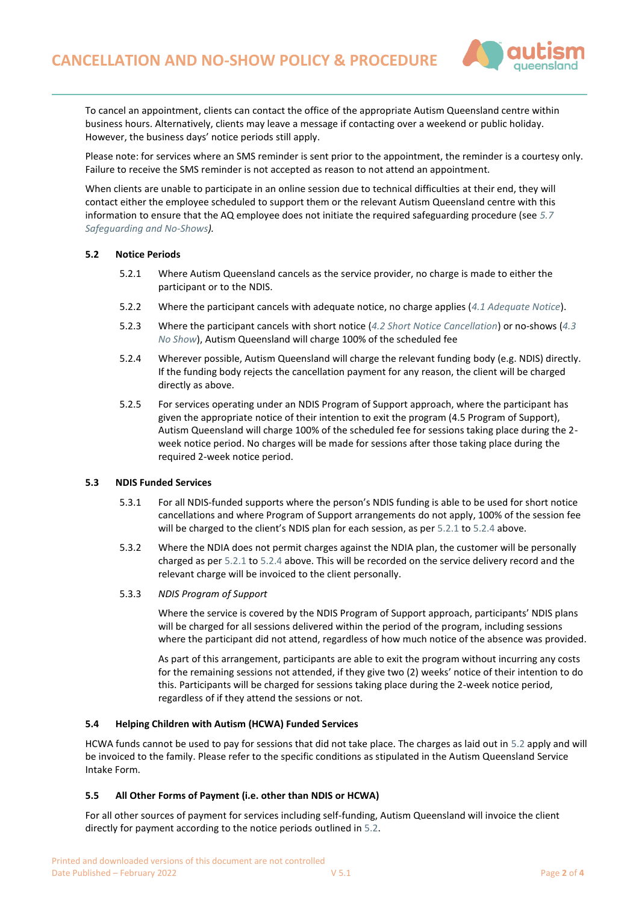To cancel an appointment, clients can contact the office of the appropriate Autism Queensland centre within business hours. Alternatively, clients may leave a message if contacting over a weekend or public holiday. However, the business days' notice periods still apply.

Please note: for services where an SMS reminder is sent prior to the appointment, the reminder is a courtesy only. Failure to receive the SMS reminder is not accepted as reason to not attend an appointment.

When clients are unable to participate in an online session due to technical difficulties at their end, they will contact either the employee scheduled to support them or the relevant Autism Queensland centre with this information to ensure that the AQ employee does not initiate the required safeguarding procedure (see *5.7 Safeguarding and No-Shows)*.

### 5.2 Notice Periods

5.2.1 Where Autism Queensland cancels as the service provider, no charge is made to either the participant or to the NDIS.

5.2.2 Where the participant cancels with adequate notice, no charge applies (*4.1 Adequate Notice*).

5.2.3 Where the participant cancels with short notice (*4.2 Short Notice Cancellation*) or no-shows (*4.3 No Show*), Autism Queensland will charge 100% of the scheduled fee

5.2.4 Wherever possible, Autism Queensland will charge the relevant funding body (e.g. NDIS) directly. If the funding body rejects the cancellation payment for any reason, the client will be charged directly as above.

5.2.5 For services operating under an NDIS Program of Support approach, where the participant has given the appropriate notice of their intention to exit the program (4.5 Program of Support), Autism Queensland will charge 100% of the scheduled fee for sessions taking place during the 2-week notice period. No charges will be made for sessions after those taking place during the required 2-week notice period.

### 5.3 NDIS Funded Services

5.3.1 For all NDIS-funded supports where the person's NDIS funding is able to be used for short notice cancellations and where Program of Support arrangements do not apply, 100% of the session fee will be charged to the client's NDIS plan for each session, as per 5.2.1 to 5.2.4 above.

5.3.2 Where the NDIA does not permit charges against the NDIA plan, the customer will be personally charged as per 5.2.1 to 5.2.4 above. This will be recorded on the service delivery record and the relevant charge will be invoiced to the client personally.

5.3.3 *NDIS Program of Support*

Where the service is covered by the NDIS Program of Support approach, participants' NDIS plans will be charged for all sessions delivered within the period of the program, including sessions where the participant did not attend, regardless of how much notice of the absence was provided.

As part of this arrangement, participants are able to exit the program without incurring any costs for the remaining sessions not attended, if they give two (2) weeks' notice of their intention to do this. Participants will be charged for sessions taking place during the 2-week notice period, regardless of if they attend the sessions or not.

### 5.4 Helping Children with Autism (HCWA) Funded Services

HCWA funds cannot be used to pay for sessions that did not take place. The charges as laid out in 5.2 apply and will be invoiced to the family. Please refer to the specific conditions as stipulated in the Autism Queensland Service Intake Form.

### 5.5 All Other Forms of Payment (i.e. other than NDIS or HCWA)

For all other sources of payment for services including self-funding, Autism Queensland will invoice the client directly for payment according to the notice periods outlined in 5.2.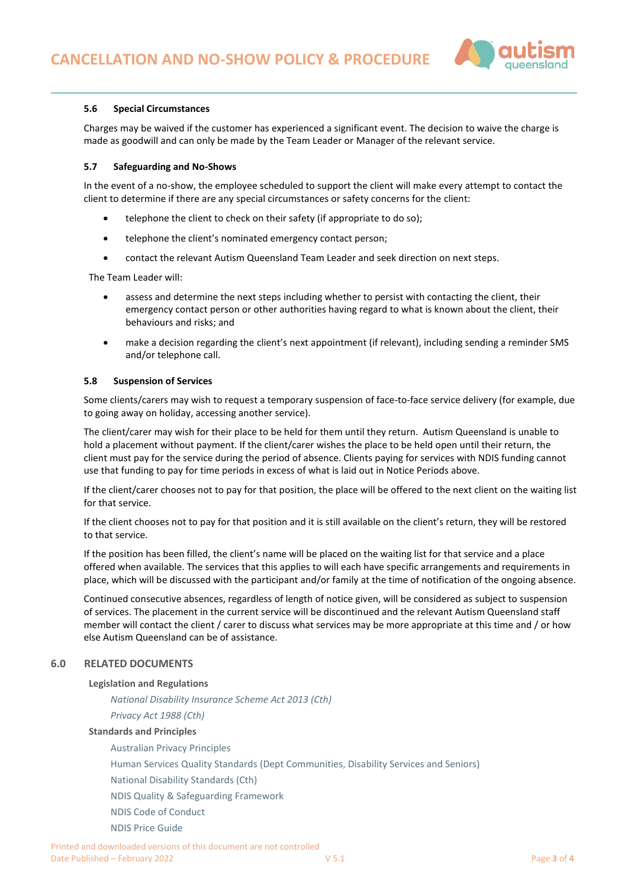### 5.6 Special Circumstances

Charges may be waived if the customer has experienced a significant event. The decision to waive the charge is made as goodwill and can only be made by the Team Leader or Manager of the relevant service.

### 5.7 Safeguarding and No-Shows

In the event of a no-show, the employee scheduled to support the client will make every attempt to contact the client to determine if there are any special circumstances or safety concerns for the client:

- telephone the client to check on their safety (if appropriate to do so);
- telephone the client's nominated emergency contact person;
- contact the relevant Autism Queensland Team Leader and seek direction on next steps.

The Team Leader will:

- assess and determine the next steps including whether to persist with contacting the client, their emergency contact person or other authorities having regard to what is known about the client, their behaviours and risks; and
- make a decision regarding the client's next appointment (if relevant), including sending a reminder SMS and/or telephone call.

### 5.8 Suspension of Services

Some clients/carers may wish to request a temporary suspension of face-to-face service delivery (for example, due to going away on holiday, accessing another service).

The client/carer may wish for their place to be held for them until they return. Autism Queensland is unable to hold a placement without payment. If the client/carer wishes the place to be held open until their return, the client must pay for the service during the period of absence. Clients paying for services with NDIS funding cannot use that funding to pay for time periods in excess of what is laid out in Notice Periods above.

If the client/carer chooses not to pay for that position, the place will be offered to the next client on the waiting list for that service.

If the client chooses not to pay for that position and it is still available on the client's return, they will be restored to that service.

If the position has been filled, the client's name will be placed on the waiting list for that service and a place offered when available. The services that this applies to will each have specific arrangements and requirements in place, which will be discussed with the participant and/or family at the time of notification of the ongoing absence.

Continued consecutive absences, regardless of length of notice given, will be considered as subject to suspension of services. The placement in the current service will be discontinued and the relevant Autism Queensland staff member will contact the client / carer to discuss what services may be more appropriate at this time and / or how else Autism Queensland can be of assistance.

## 6.0 RELATED DOCUMENTS

**Legislation and Regulations**

*National Disability Insurance Scheme Act 2013 (Cth)*

*Privacy Act 1988 (Cth)*

**Standards and Principles**

Australian Privacy Principles

Human Services Quality Standards (Dept Communities, Disability Services and Seniors)

National Disability Standards (Cth)

NDIS Quality & Safeguarding Framework

NDIS Code of Conduct

NDIS Price Guide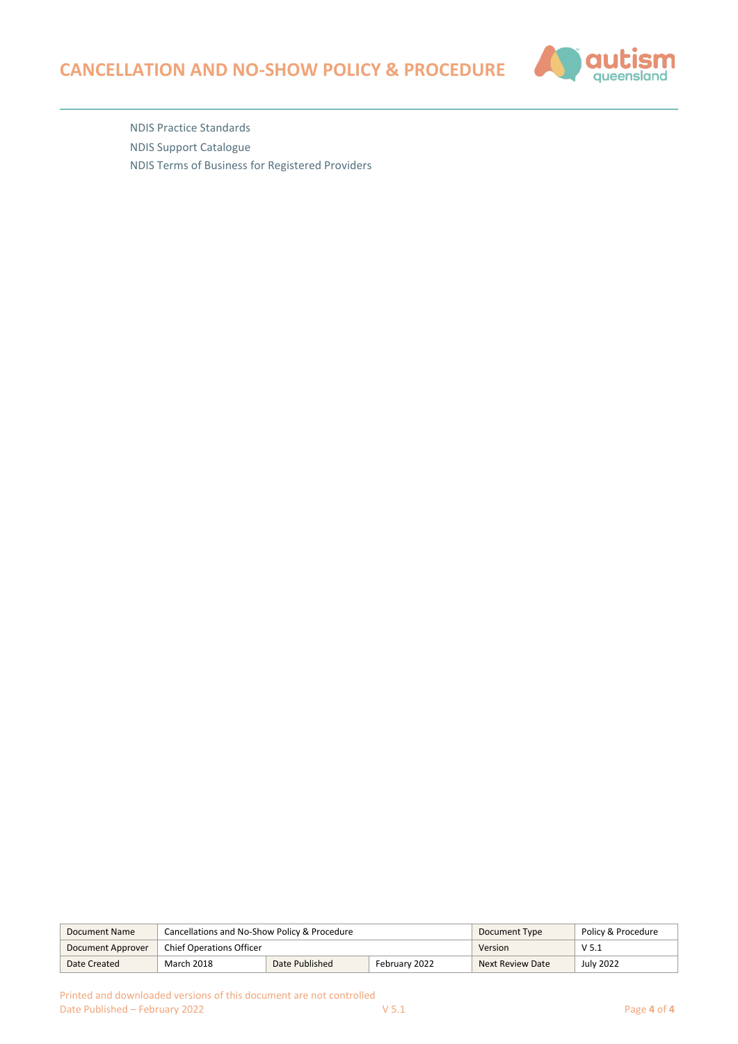NDIS Practice Standards

NDIS Support Catalogue

NDIS Terms of Business for Registered Providers

| | | | | | |
|---|---|---|---|---|---|
| Document Name | Cancellations and No-Show Policy & Procedure | | | Document Type | Policy & Procedure |
| Document Approver | Chief Operations Officer | | | Version | V 5.1 |
| Date Created | March 2018 | Date Published | February 2022 | Next Review Date | July 2022 |

Printed and downloaded versions of this document are not controlled